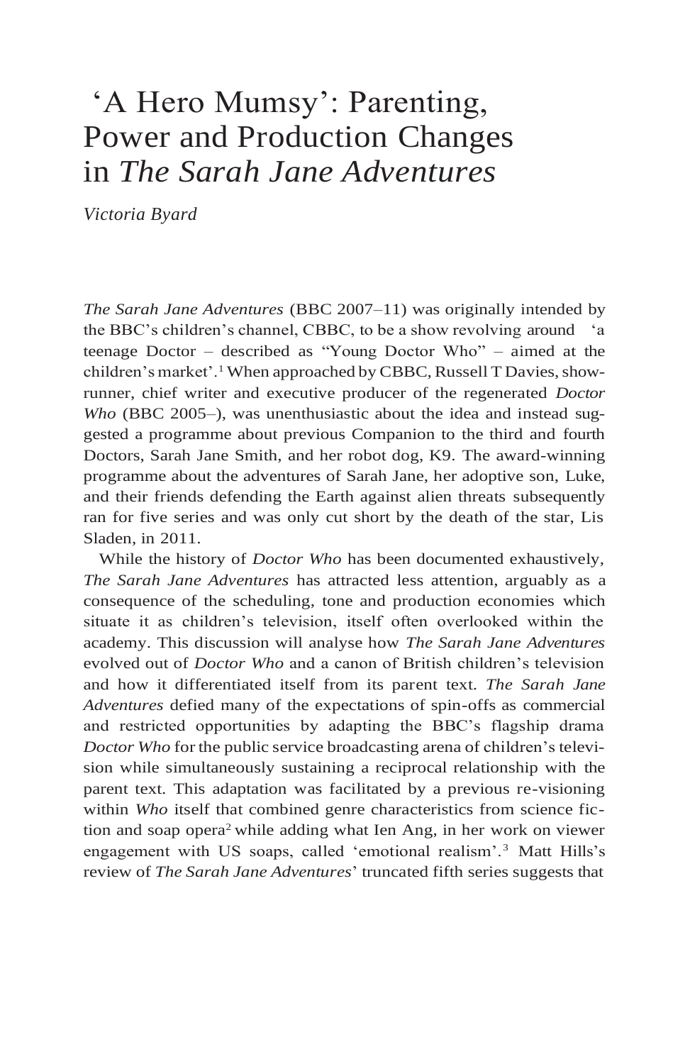# 'A Hero Mumsy': Parenting, Power and Production Changes in *The Sarah Jane Adventures*

*Victoria Byard*

*The Sarah Jane Adventures* (BBC 2007–11) was originally intended by the BBC's children's channel, CBBC, to be a show revolving around 'a teenage Doctor – described as "Young Doctor Who" – aimed at the children's market'.[1] When approached by CBBC, Russell T Davies, showrunner, chief writer and executive producer of the regenerated *Doctor Who* (BBC 2005–), was unenthusiastic about the idea and instead suggested a programme about previous Companion to the third and fourth Doctors, Sarah Jane Smith, and her robot dog, K9. The award-winning programme about the adventures of Sarah Jane, her adoptive son, Luke, and their friends defending the Earth against alien threats subsequently ran for five series and was only cut short by the death of the star, Lis Sladen, in 2011.

While the history of *Doctor Who* has been documented exhaustively, *The Sarah Jane Adventures* has attracted less attention, arguably as a consequence of the scheduling, tone and production economies which situate it as children's television, itself often overlooked within the academy. This discussion will analyse how *The Sarah Jane Adventures* evolved out of *Doctor Who* and a canon of British children's television and how it differentiated itself from its parent text. *The Sarah Jane Adventures* defied many of the expectations of spin-offs as commercial and restricted opportunities by adapting the BBC's flagship drama *Doctor Who* for the public service broadcasting arena of children's television while simultaneously sustaining a reciprocal relationship with the parent text. This adaptation was facilitated by a previous re-visioning within *Who* itself that combined genre characteristics from science fiction and soap opera[2] while adding what Ien Ang, in her work on viewer engagement with US soaps, called 'emotional realism'.[3] Matt Hills's review of *The Sarah Jane Adventures*' truncated fifth series suggests that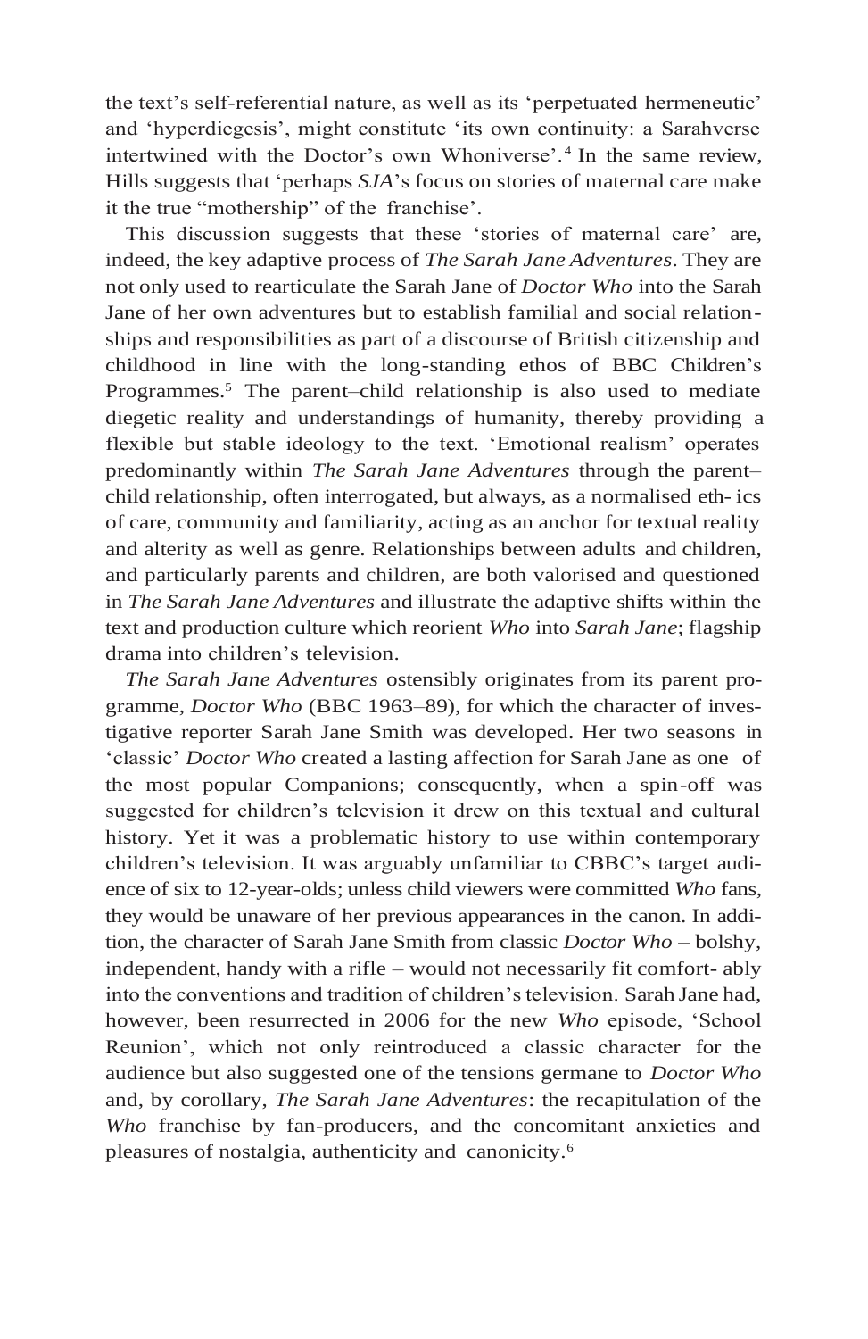the text's self-referential nature, as well as its 'perpetuated hermeneutic' and 'hyperdiegesis', might constitute 'its own continuity: a Sarahverse intertwined with the Doctor's own Whoniverse'.[4] In the same review, Hills suggests that 'perhaps *SJA*'s focus on stories of maternal care make it the true "mothership" of the franchise'.

This discussion suggests that these 'stories of maternal care' are, indeed, the key adaptive process of *The Sarah Jane Adventures*. They are not only used to rearticulate the Sarah Jane of *Doctor Who* into the Sarah Jane of her own adventures but to establish familial and social relationships and responsibilities as part of a discourse of British citizenship and childhood in line with the long-standing ethos of BBC Children's Programmes.[5] The parent–child relationship is also used to mediate diegetic reality and understandings of humanity, thereby providing a flexible but stable ideology to the text. 'Emotional realism' operates predominantly within *The Sarah Jane Adventures* through the parent–child relationship, often interrogated, but always, as a normalised eth- ics of care, community and familiarity, acting as an anchor for textual reality and alterity as well as genre. Relationships between adults and children, and particularly parents and children, are both valorised and questioned in *The Sarah Jane Adventures* and illustrate the adaptive shifts within the text and production culture which reorient *Who* into *Sarah Jane*; flagship drama into children's television.

*The Sarah Jane Adventures* ostensibly originates from its parent programme, *Doctor Who* (BBC 1963–89), for which the character of investigative reporter Sarah Jane Smith was developed. Her two seasons in 'classic' *Doctor Who* created a lasting affection for Sarah Jane as one of the most popular Companions; consequently, when a spin-off was suggested for children's television it drew on this textual and cultural history. Yet it was a problematic history to use within contemporary children's television. It was arguably unfamiliar to CBBC's target audience of six to 12-year-olds; unless child viewers were committed *Who* fans, they would be unaware of her previous appearances in the canon. In addition, the character of Sarah Jane Smith from classic *Doctor Who* – bolshy, independent, handy with a rifle – would not necessarily fit comfort- ably into the conventions and tradition of children's television. Sarah Jane had, however, been resurrected in 2006 for the new *Who* episode, 'School Reunion', which not only reintroduced a classic character for the audience but also suggested one of the tensions germane to *Doctor Who* and, by corollary, *The Sarah Jane Adventures*: the recapitulation of the *Who* franchise by fan-producers, and the concomitant anxieties and pleasures of nostalgia, authenticity and canonicity.[6]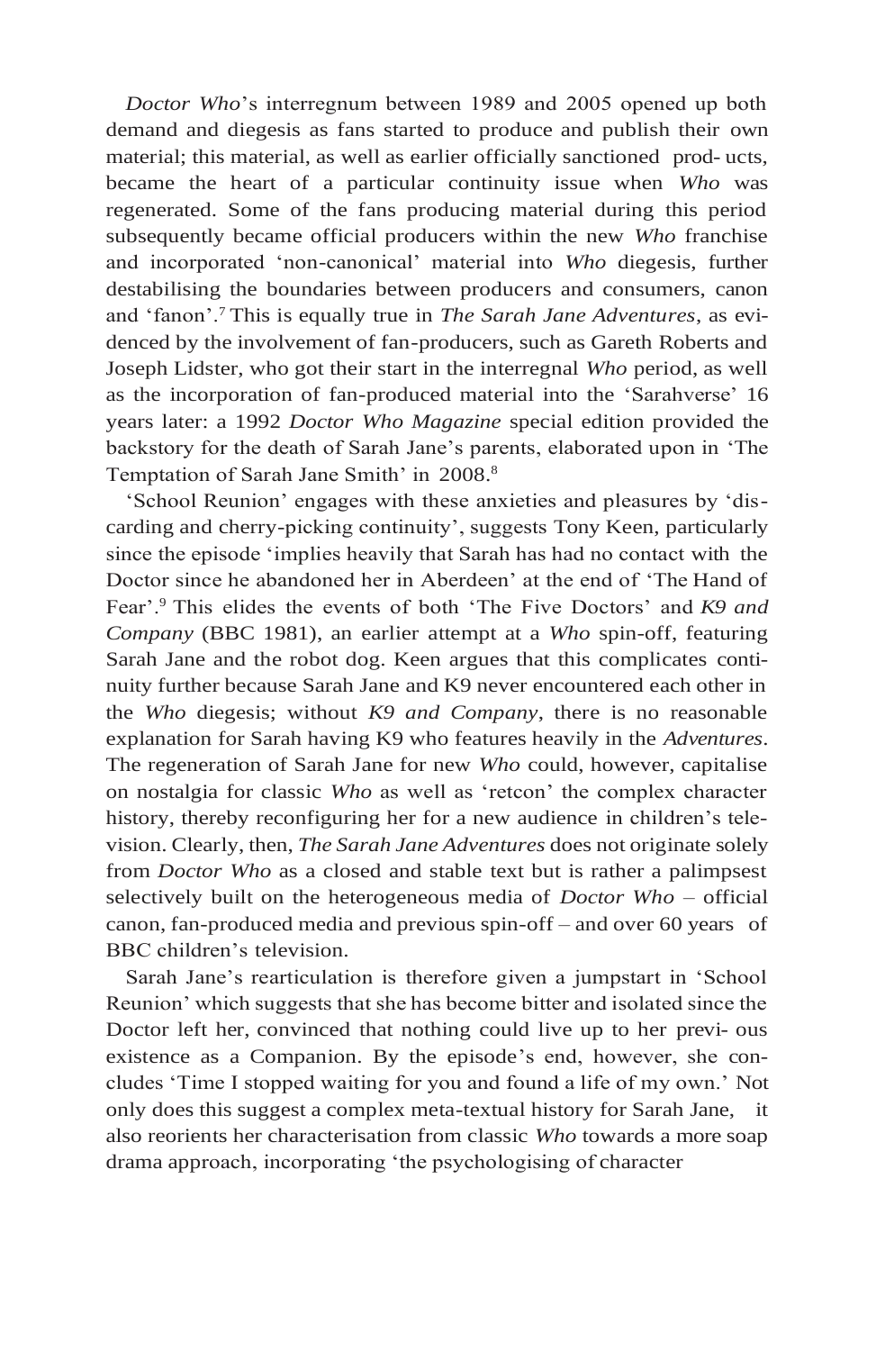*Doctor Who*'s interregnum between 1989 and 2005 opened up both demand and diegesis as fans started to produce and publish their own material; this material, as well as earlier officially sanctioned products, became the heart of a particular continuity issue when *Who* was regenerated. Some of the fans producing material during this period subsequently became official producers within the new *Who* franchise and incorporated 'non-canonical' material into *Who* diegesis, further destabilising the boundaries between producers and consumers, canon and 'fanon'.[7] This is equally true in *The Sarah Jane Adventures*, as evidenced by the involvement of fan-producers, such as Gareth Roberts and Joseph Lidster, who got their start in the interregnal *Who* period, as well as the incorporation of fan-produced material into the 'Sarahverse' 16 years later: a 1992 *Doctor Who Magazine* special edition provided the backstory for the death of Sarah Jane's parents, elaborated upon in 'The Temptation of Sarah Jane Smith' in 2008.[8]

'School Reunion' engages with these anxieties and pleasures by 'discarding and cherry-picking continuity', suggests Tony Keen, particularly since the episode 'implies heavily that Sarah has had no contact with the Doctor since he abandoned her in Aberdeen' at the end of 'The Hand of Fear'.[9] This elides the events of both 'The Five Doctors' and *K9 and Company* (BBC 1981), an earlier attempt at a *Who* spin-off, featuring Sarah Jane and the robot dog. Keen argues that this complicates continuity further because Sarah Jane and K9 never encountered each other in the *Who* diegesis; without *K9 and Company*, there is no reasonable explanation for Sarah having K9 who features heavily in the *Adventures*. The regeneration of Sarah Jane for new *Who* could, however, capitalise on nostalgia for classic *Who* as well as 'retcon' the complex character history, thereby reconfiguring her for a new audience in children's television. Clearly, then, *The Sarah Jane Adventures* does not originate solely from *Doctor Who* as a closed and stable text but is rather a palimpsest selectively built on the heterogeneous media of *Doctor Who* – official canon, fan-produced media and previous spin-off – and over 60 years of BBC children's television.

Sarah Jane's rearticulation is therefore given a jumpstart in 'School Reunion' which suggests that she has become bitter and isolated since the Doctor left her, convinced that nothing could live up to her previous existence as a Companion. By the episode's end, however, she concludes 'Time I stopped waiting for you and found a life of my own.' Not only does this suggest a complex meta-textual history for Sarah Jane, it also reorients her characterisation from classic *Who* towards a more soap drama approach, incorporating 'the psychologising of character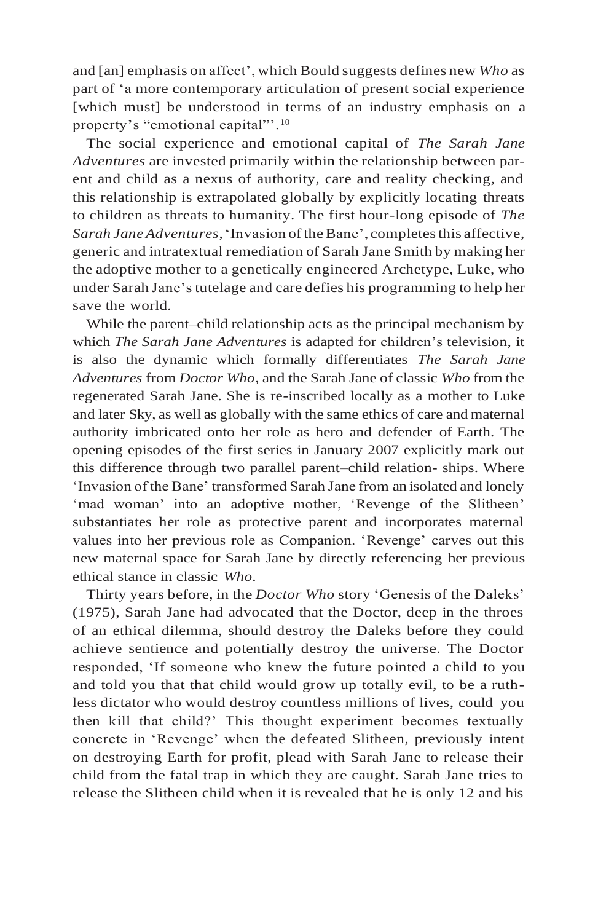and [an] emphasis on affect', which Bould suggests defines new *Who* as part of 'a more contemporary articulation of present social experience [which must] be understood in terms of an industry emphasis on a property's "emotional capital"'.[10]

The social experience and emotional capital of *The Sarah Jane Adventures* are invested primarily within the relationship between parent and child as a nexus of authority, care and reality checking, and this relationship is extrapolated globally by explicitly locating threats to children as threats to humanity. The first hour-long episode of *The Sarah Jane Adventures*, 'Invasion of the Bane', completes this affective, generic and intratextual remediation of Sarah Jane Smith by making her the adoptive mother to a genetically engineered Archetype, Luke, who under Sarah Jane's tutelage and care defies his programming to help her save the world.

While the parent–child relationship acts as the principal mechanism by which *The Sarah Jane Adventures* is adapted for children's television, it is also the dynamic which formally differentiates *The Sarah Jane Adventures* from *Doctor Who*, and the Sarah Jane of classic *Who* from the regenerated Sarah Jane. She is re-inscribed locally as a mother to Luke and later Sky, as well as globally with the same ethics of care and maternal authority imbricated onto her role as hero and defender of Earth. The opening episodes of the first series in January 2007 explicitly mark out this difference through two parallel parent–child relation- ships. Where 'Invasion of the Bane' transformed Sarah Jane from an isolated and lonely 'mad woman' into an adoptive mother, 'Revenge of the Slitheen' substantiates her role as protective parent and incorporates maternal values into her previous role as Companion. 'Revenge' carves out this new maternal space for Sarah Jane by directly referencing her previous ethical stance in classic *Who*.

Thirty years before, in the *Doctor Who* story 'Genesis of the Daleks' (1975), Sarah Jane had advocated that the Doctor, deep in the throes of an ethical dilemma, should destroy the Daleks before they could achieve sentience and potentially destroy the universe. The Doctor responded, 'If someone who knew the future pointed a child to you and told you that that child would grow up totally evil, to be a ruthless dictator who would destroy countless millions of lives, could you then kill that child?' This thought experiment becomes textually concrete in 'Revenge' when the defeated Slitheen, previously intent on destroying Earth for profit, plead with Sarah Jane to release their child from the fatal trap in which they are caught. Sarah Jane tries to release the Slitheen child when it is revealed that he is only 12 and his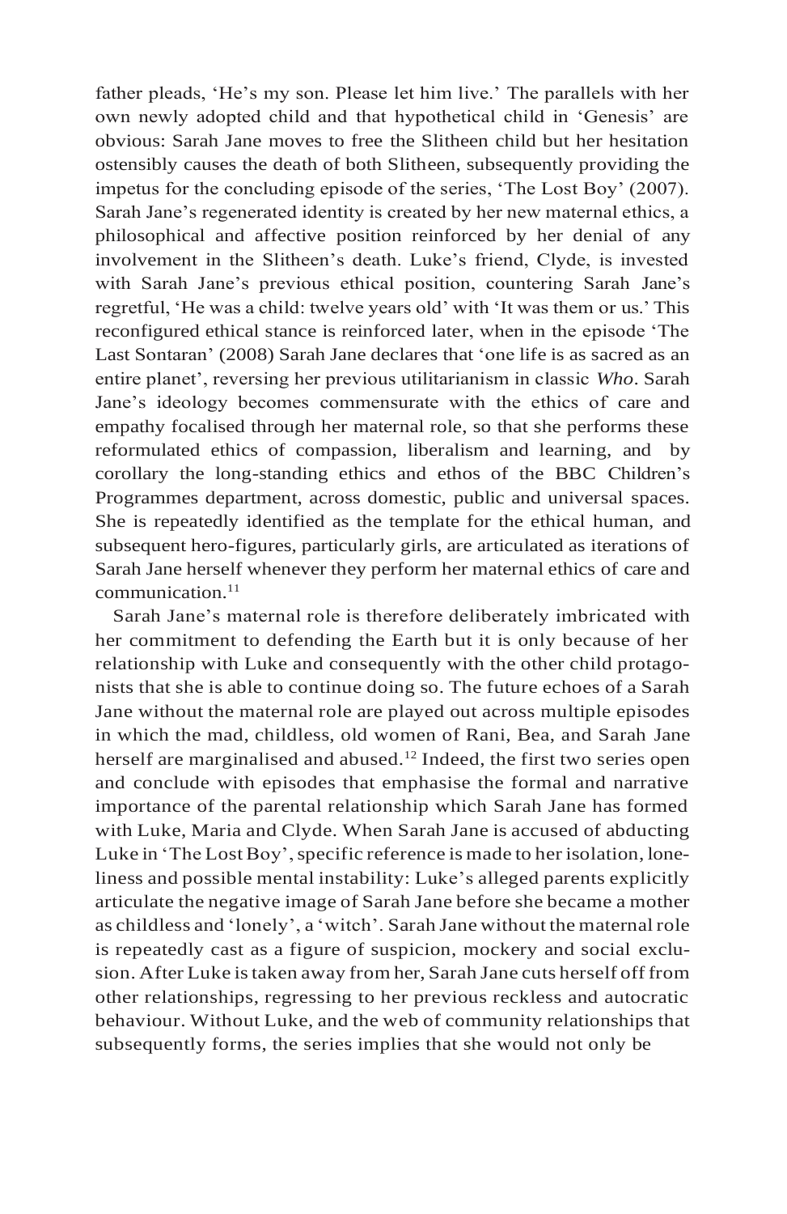father pleads, 'He's my son. Please let him live.' The parallels with her own newly adopted child and that hypothetical child in 'Genesis' are obvious: Sarah Jane moves to free the Slitheen child but her hesitation ostensibly causes the death of both Slitheen, subsequently providing the impetus for the concluding episode of the series, 'The Lost Boy' (2007). Sarah Jane's regenerated identity is created by her new maternal ethics, a philosophical and affective position reinforced by her denial of any involvement in the Slitheen's death. Luke's friend, Clyde, is invested with Sarah Jane's previous ethical position, countering Sarah Jane's regretful, 'He was a child: twelve years old' with 'It was them or us.' This reconfigured ethical stance is reinforced later, when in the episode 'The Last Sontaran' (2008) Sarah Jane declares that 'one life is as sacred as an entire planet', reversing her previous utilitarianism in classic *Who*. Sarah Jane's ideology becomes commensurate with the ethics of care and empathy focalised through her maternal role, so that she performs these reformulated ethics of compassion, liberalism and learning, and by corollary the long-standing ethics and ethos of the BBC Children's Programmes department, across domestic, public and universal spaces. She is repeatedly identified as the template for the ethical human, and subsequent hero-figures, particularly girls, are articulated as iterations of Sarah Jane herself whenever they perform her maternal ethics of care and communication.[11]

Sarah Jane's maternal role is therefore deliberately imbricated with her commitment to defending the Earth but it is only because of her relationship with Luke and consequently with the other child protagonists that she is able to continue doing so. The future echoes of a Sarah Jane without the maternal role are played out across multiple episodes in which the mad, childless, old women of Rani, Bea, and Sarah Jane herself are marginalised and abused.[12] Indeed, the first two series open and conclude with episodes that emphasise the formal and narrative importance of the parental relationship which Sarah Jane has formed with Luke, Maria and Clyde. When Sarah Jane is accused of abducting Luke in 'The Lost Boy', specific reference is made to her isolation, loneliness and possible mental instability: Luke's alleged parents explicitly articulate the negative image of Sarah Jane before she became a mother as childless and 'lonely', a 'witch'. Sarah Jane without the maternal role is repeatedly cast as a figure of suspicion, mockery and social exclusion. After Luke is taken away from her, Sarah Jane cuts herself off from other relationships, regressing to her previous reckless and autocratic behaviour. Without Luke, and the web of community relationships that subsequently forms, the series implies that she would not only be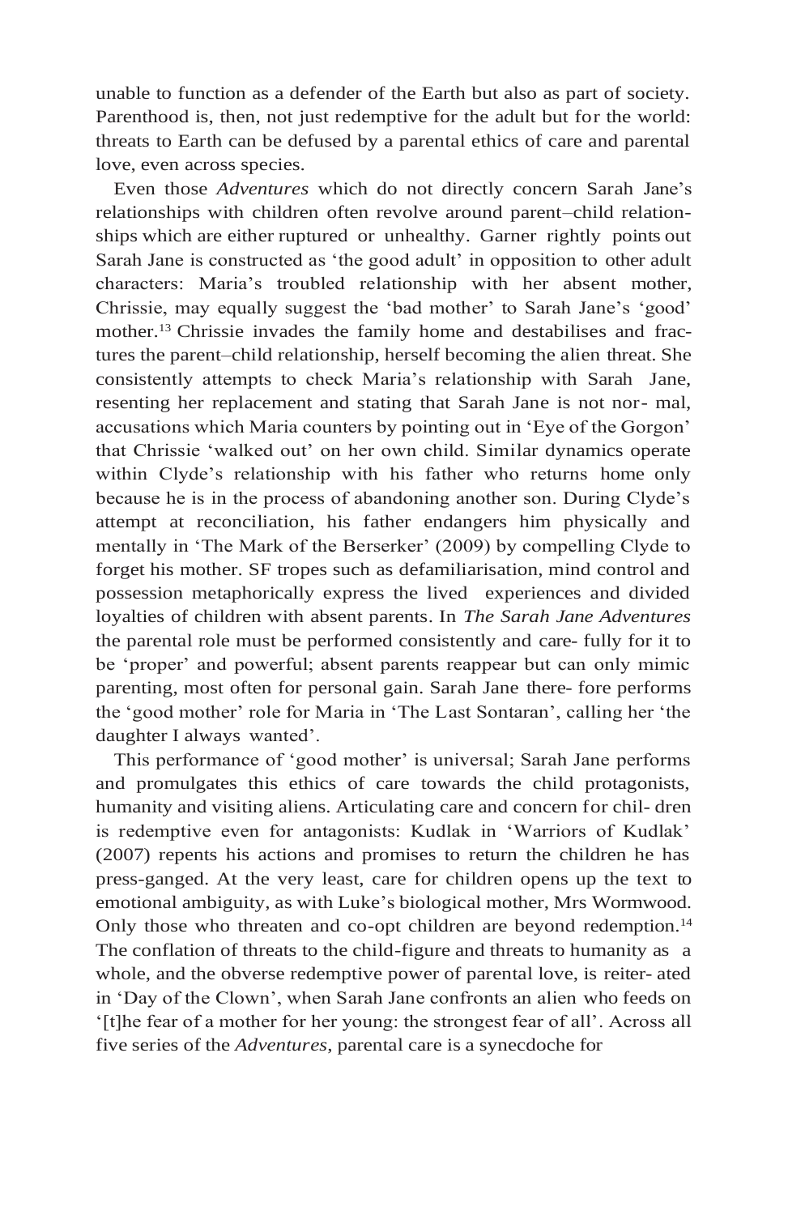unable to function as a defender of the Earth but also as part of society. Parenthood is, then, not just redemptive for the adult but for the world: threats to Earth can be defused by a parental ethics of care and parental love, even across species.

Even those *Adventures* which do not directly concern Sarah Jane's relationships with children often revolve around parent–child relationships which are either ruptured or unhealthy. Garner rightly points out Sarah Jane is constructed as 'the good adult' in opposition to other adult characters: Maria's troubled relationship with her absent mother, Chrissie, may equally suggest the 'bad mother' to Sarah Jane's 'good' mother.[13] Chrissie invades the family home and destabilises and fractures the parent–child relationship, herself becoming the alien threat. She consistently attempts to check Maria's relationship with Sarah Jane, resenting her replacement and stating that Sarah Jane is not normal, accusations which Maria counters by pointing out in 'Eye of the Gorgon' that Chrissie 'walked out' on her own child. Similar dynamics operate within Clyde's relationship with his father who returns home only because he is in the process of abandoning another son. During Clyde's attempt at reconciliation, his father endangers him physically and mentally in 'The Mark of the Berserker' (2009) by compelling Clyde to forget his mother. SF tropes such as defamiliarisation, mind control and possession metaphorically express the lived experiences and divided loyalties of children with absent parents. In *The Sarah Jane Adventures* the parental role must be performed consistently and carefully for it to be 'proper' and powerful; absent parents reappear but can only mimic parenting, most often for personal gain. Sarah Jane therefore performs the 'good mother' role for Maria in 'The Last Sontaran', calling her 'the daughter I always wanted'.

This performance of 'good mother' is universal; Sarah Jane performs and promulgates this ethics of care towards the child protagonists, humanity and visiting aliens. Articulating care and concern for children is redemptive even for antagonists: Kudlak in 'Warriors of Kudlak' (2007) repents his actions and promises to return the children he has press-ganged. At the very least, care for children opens up the text to emotional ambiguity, as with Luke's biological mother, Mrs Wormwood. Only those who threaten and co-opt children are beyond redemption.[14] The conflation of threats to the child-figure and threats to humanity as a whole, and the obverse redemptive power of parental love, is reiterated in 'Day of the Clown', when Sarah Jane confronts an alien who feeds on '[t]he fear of a mother for her young: the strongest fear of all'. Across all five series of the *Adventures*, parental care is a synecdoche for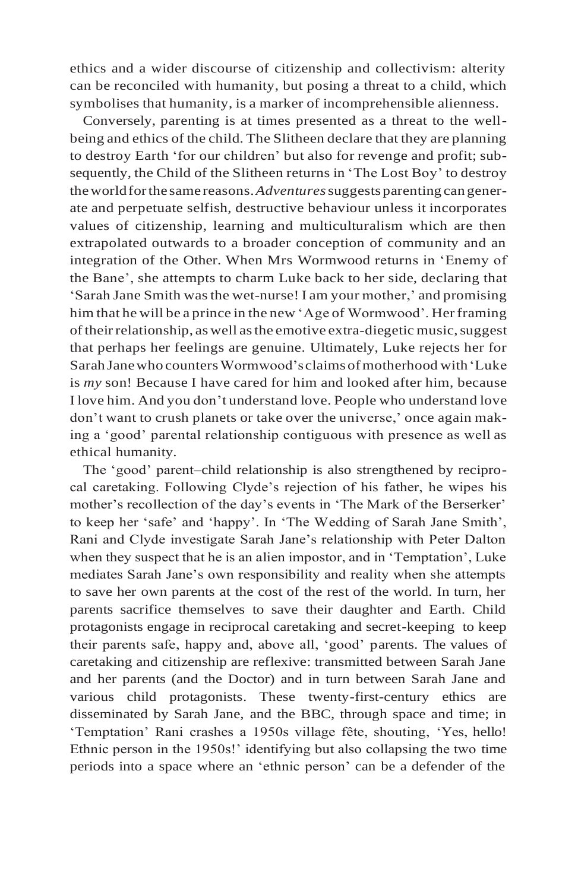ethics and a wider discourse of citizenship and collectivism: alterity can be reconciled with humanity, but posing a threat to a child, which symbolises that humanity, is a marker of incomprehensible alienness.

Conversely, parenting is at times presented as a threat to the well-being and ethics of the child. The Slitheen declare that they are planning to destroy Earth 'for our children' but also for revenge and profit; subsequently, the Child of the Slitheen returns in 'The Lost Boy' to destroy the world for the same reasons. *Adventures* suggests parenting can generate and perpetuate selfish, destructive behaviour unless it incorporates values of citizenship, learning and multiculturalism which are then extrapolated outwards to a broader conception of community and an integration of the Other. When Mrs Wormwood returns in 'Enemy of the Bane', she attempts to charm Luke back to her side, declaring that 'Sarah Jane Smith was the wet-nurse! I am your mother,' and promising him that he will be a prince in the new 'Age of Wormwood'. Her framing of their relationship, as well as the emotive extra-diegetic music, suggest that perhaps her feelings are genuine. Ultimately, Luke rejects her for Sarah Jane who counters Wormwood's claims of motherhood with 'Luke is *my* son! Because I have cared for him and looked after him, because I love him. And you don't understand love. People who understand love don't want to crush planets or take over the universe,' once again making a 'good' parental relationship contiguous with presence as well as ethical humanity.

The 'good' parent–child relationship is also strengthened by reciprocal caretaking. Following Clyde's rejection of his father, he wipes his mother's recollection of the day's events in 'The Mark of the Berserker' to keep her 'safe' and 'happy'. In 'The Wedding of Sarah Jane Smith', Rani and Clyde investigate Sarah Jane's relationship with Peter Dalton when they suspect that he is an alien impostor, and in 'Temptation', Luke mediates Sarah Jane's own responsibility and reality when she attempts to save her own parents at the cost of the rest of the world. In turn, her parents sacrifice themselves to save their daughter and Earth. Child protagonists engage in reciprocal caretaking and secret-keeping to keep their parents safe, happy and, above all, 'good' parents. The values of caretaking and citizenship are reflexive: transmitted between Sarah Jane and her parents (and the Doctor) and in turn between Sarah Jane and various child protagonists. These twenty-first-century ethics are disseminated by Sarah Jane, and the BBC, through space and time; in 'Temptation' Rani crashes a 1950s village fête, shouting, 'Yes, hello! Ethnic person in the 1950s!' identifying but also collapsing the two time periods into a space where an 'ethnic person' can be a defender of the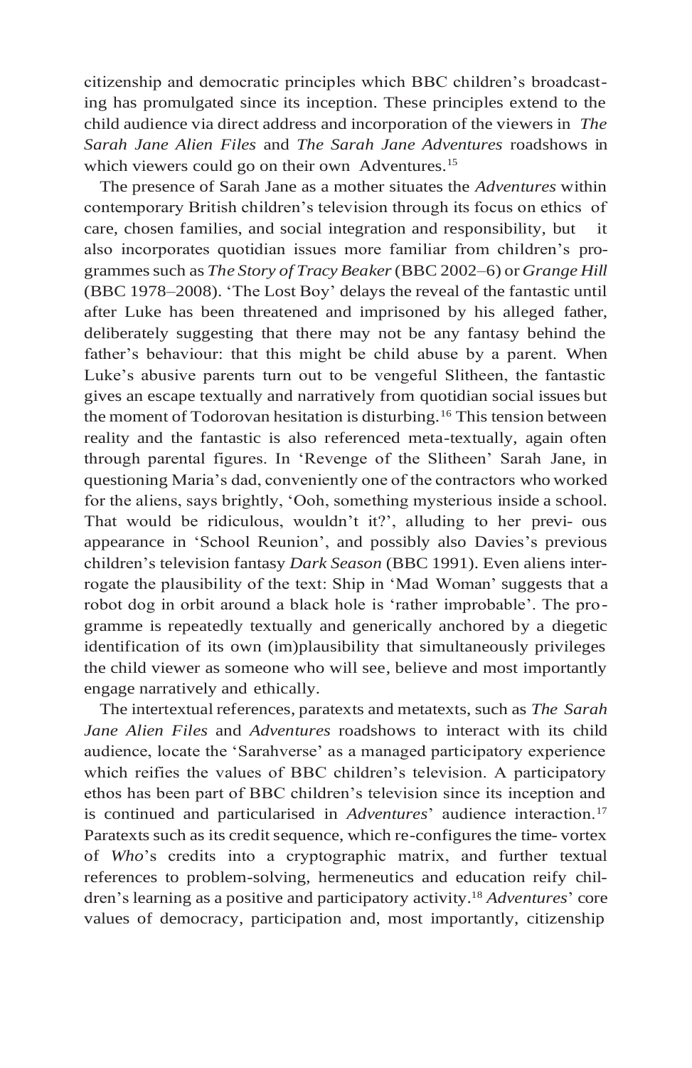citizenship and democratic principles which BBC children's broadcasting has promulgated since its inception. These principles extend to the child audience via direct address and incorporation of the viewers in *The Sarah Jane Alien Files* and *The Sarah Jane Adventures* roadshows in which viewers could go on their own Adventures.[15]

The presence of Sarah Jane as a mother situates the *Adventures* within contemporary British children's television through its focus on ethics of care, chosen families, and social integration and responsibility, but it also incorporates quotidian issues more familiar from children's programmes such as *The Story of Tracy Beaker* (BBC 2002–6) or *Grange Hill* (BBC 1978–2008). 'The Lost Boy' delays the reveal of the fantastic until after Luke has been threatened and imprisoned by his alleged father, deliberately suggesting that there may not be any fantasy behind the father's behaviour: that this might be child abuse by a parent. When Luke's abusive parents turn out to be vengeful Slitheen, the fantastic gives an escape textually and narratively from quotidian social issues but the moment of Todorovan hesitation is disturbing.[16] This tension between reality and the fantastic is also referenced meta-textually, again often through parental figures. In 'Revenge of the Slitheen' Sarah Jane, in questioning Maria's dad, conveniently one of the contractors who worked for the aliens, says brightly, 'Ooh, something mysterious inside a school. That would be ridiculous, wouldn't it?', alluding to her previous appearance in 'School Reunion', and possibly also Davies's previous children's television fantasy *Dark Season* (BBC 1991). Even aliens interrogate the plausibility of the text: Ship in 'Mad Woman' suggests that a robot dog in orbit around a black hole is 'rather improbable'. The programme is repeatedly textually and generically anchored by a diegetic identification of its own (im)plausibility that simultaneously privileges the child viewer as someone who will see, believe and most importantly engage narratively and ethically.

The intertextual references, paratexts and metatexts, such as *The Sarah Jane Alien Files* and *Adventures* roadshows to interact with its child audience, locate the 'Sarahverse' as a managed participatory experience which reifies the values of BBC children's television. A participatory ethos has been part of BBC children's television since its inception and is continued and particularised in *Adventures*' audience interaction.[17] Paratexts such as its credit sequence, which re-configures the time-vortex of *Who*'s credits into a cryptographic matrix, and further textual references to problem-solving, hermeneutics and education reify children's learning as a positive and participatory activity.[18] *Adventures*' core values of democracy, participation and, most importantly, citizenship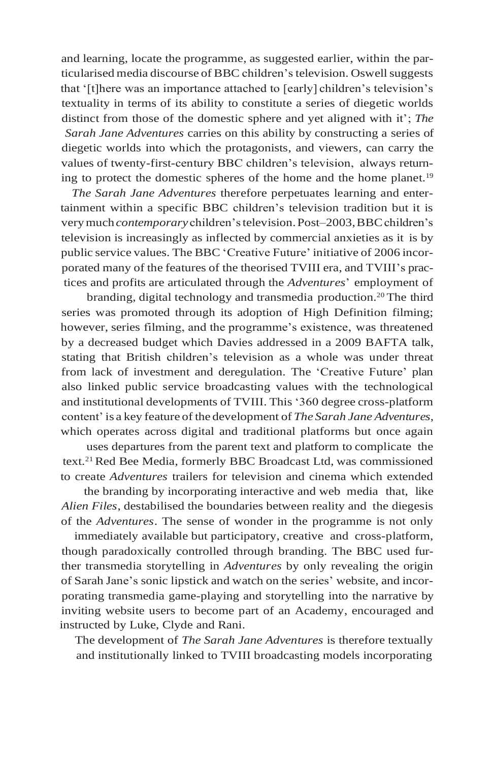and learning, locate the programme, as suggested earlier, within the particularised media discourse of BBC children's television. Oswell suggests that '[t]here was an importance attached to [early] children's television's textuality in terms of its ability to constitute a series of diegetic worlds distinct from those of the domestic sphere and yet aligned with it'; *The Sarah Jane Adventures* carries on this ability by constructing a series of diegetic worlds into which the protagonists, and viewers, can carry the values of twenty-first-century BBC children's television, always returning to protect the domestic spheres of the home and the home planet.[19]

*The Sarah Jane Adventures* therefore perpetuates learning and entertainment within a specific BBC children's television tradition but it is very much *contemporary* children's television. Post–2003, BBC children's television is increasingly as inflected by commercial anxieties as it is by public service values. The BBC 'Creative Future' initiative of 2006 incorporated many of the features of the theorised TVIII era, and TVIII's practices and profits are articulated through the *Adventures*' employment of branding, digital technology and transmedia production.[20] The third series was promoted through its adoption of High Definition filming; however, series filming, and the programme's existence, was threatened by a decreased budget which Davies addressed in a 2009 BAFTA talk, stating that British children's television as a whole was under threat from lack of investment and deregulation. The 'Creative Future' plan also linked public service broadcasting values with the technological and institutional developments of TVIII. This '360 degree cross-platform content' is a key feature of the development of *The Sarah Jane Adventures*, which operates across digital and traditional platforms but once again uses departures from the parent text and platform to complicate the text.[21] Red Bee Media, formerly BBC Broadcast Ltd, was commissioned to create *Adventures* trailers for television and cinema which extended the branding by incorporating interactive and web media that, like *Alien Files*, destabilised the boundaries between reality and the diegesis of the *Adventures*. The sense of wonder in the programme is not only immediately available but participatory, creative and cross-platform, though paradoxically controlled through branding. The BBC used further transmedia storytelling in *Adventures* by only revealing the origin of Sarah Jane's sonic lipstick and watch on the series' website, and incorporating transmedia game-playing and storytelling into the narrative by inviting website users to become part of an Academy, encouraged and instructed by Luke, Clyde and Rani.

The development of *The Sarah Jane Adventures* is therefore textually and institutionally linked to TVIII broadcasting models incorporating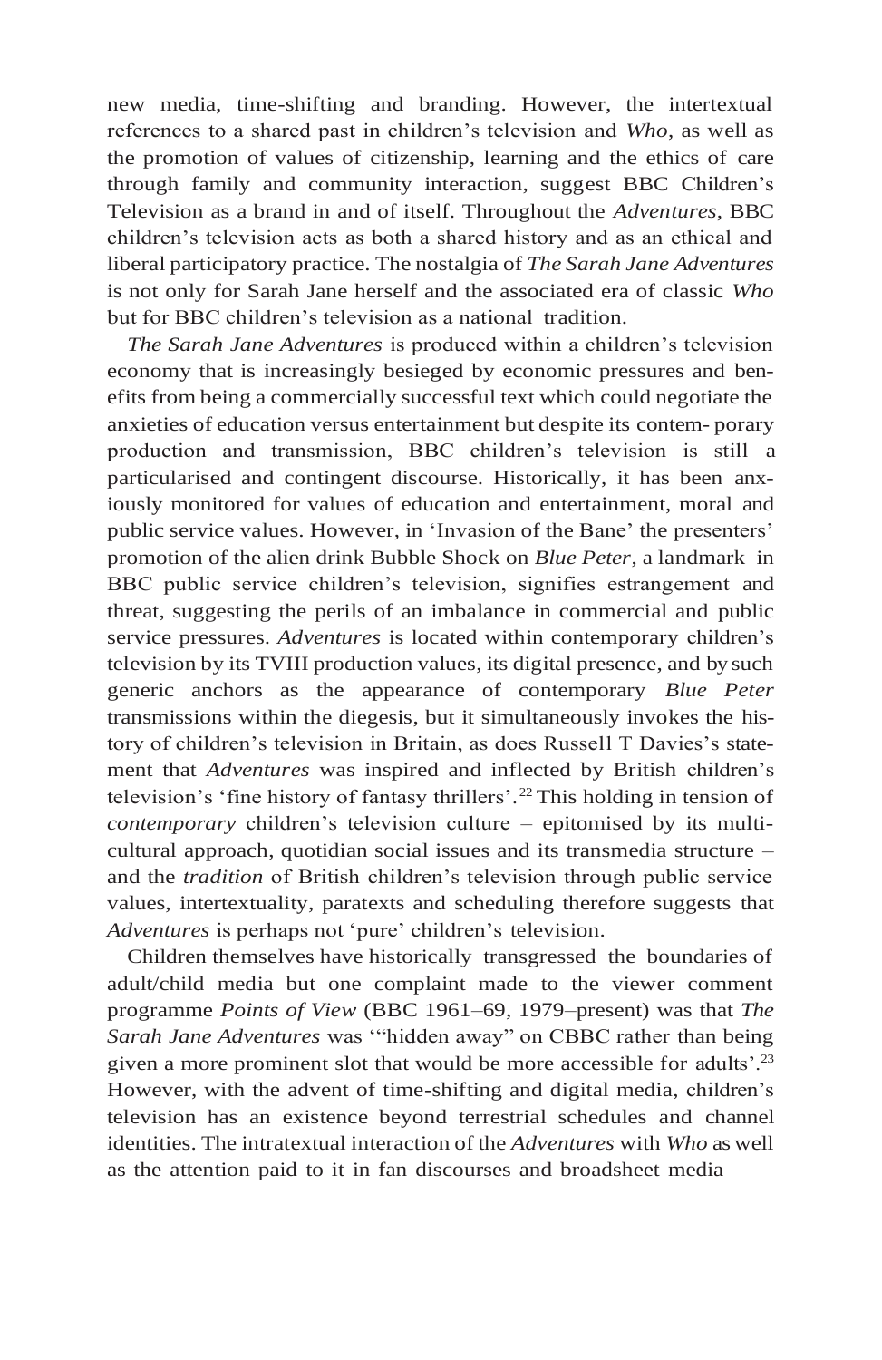new media, time-shifting and branding. However, the intertextual references to a shared past in children's television and *Who*, as well as the promotion of values of citizenship, learning and the ethics of care through family and community interaction, suggest BBC Children's Television as a brand in and of itself. Throughout the *Adventures*, BBC children's television acts as both a shared history and as an ethical and liberal participatory practice. The nostalgia of *The Sarah Jane Adventures* is not only for Sarah Jane herself and the associated era of classic *Who* but for BBC children's television as a national tradition.

*The Sarah Jane Adventures* is produced within a children's television economy that is increasingly besieged by economic pressures and benefits from being a commercially successful text which could negotiate the anxieties of education versus entertainment but despite its contem- porary production and transmission, BBC children's television is still a particularised and contingent discourse. Historically, it has been anxiously monitored for values of education and entertainment, moral and public service values. However, in 'Invasion of the Bane' the presenters' promotion of the alien drink Bubble Shock on *Blue Peter*, a landmark in BBC public service children's television, signifies estrangement and threat, suggesting the perils of an imbalance in commercial and public service pressures. *Adventures* is located within contemporary children's television by its TVIII production values, its digital presence, and by such generic anchors as the appearance of contemporary *Blue Peter* transmissions within the diegesis, but it simultaneously invokes the history of children's television in Britain, as does Russell T Davies's statement that *Adventures* was inspired and inflected by British children's television's 'fine history of fantasy thrillers'.[22] This holding in tension of *contemporary* children's television culture – epitomised by its multicultural approach, quotidian social issues and its transmedia structure – and the *tradition* of British children's television through public service values, intertextuality, paratexts and scheduling therefore suggests that *Adventures* is perhaps not 'pure' children's television.

Children themselves have historically transgressed the boundaries of adult/child media but one complaint made to the viewer comment programme *Points of View* (BBC 1961–69, 1979–present) was that *The Sarah Jane Adventures* was '"hidden away" on CBBC rather than being given a more prominent slot that would be more accessible for adults'.[23] However, with the advent of time-shifting and digital media, children's television has an existence beyond terrestrial schedules and channel identities. The intratextual interaction of the *Adventures* with *Who* as well as the attention paid to it in fan discourses and broadsheet media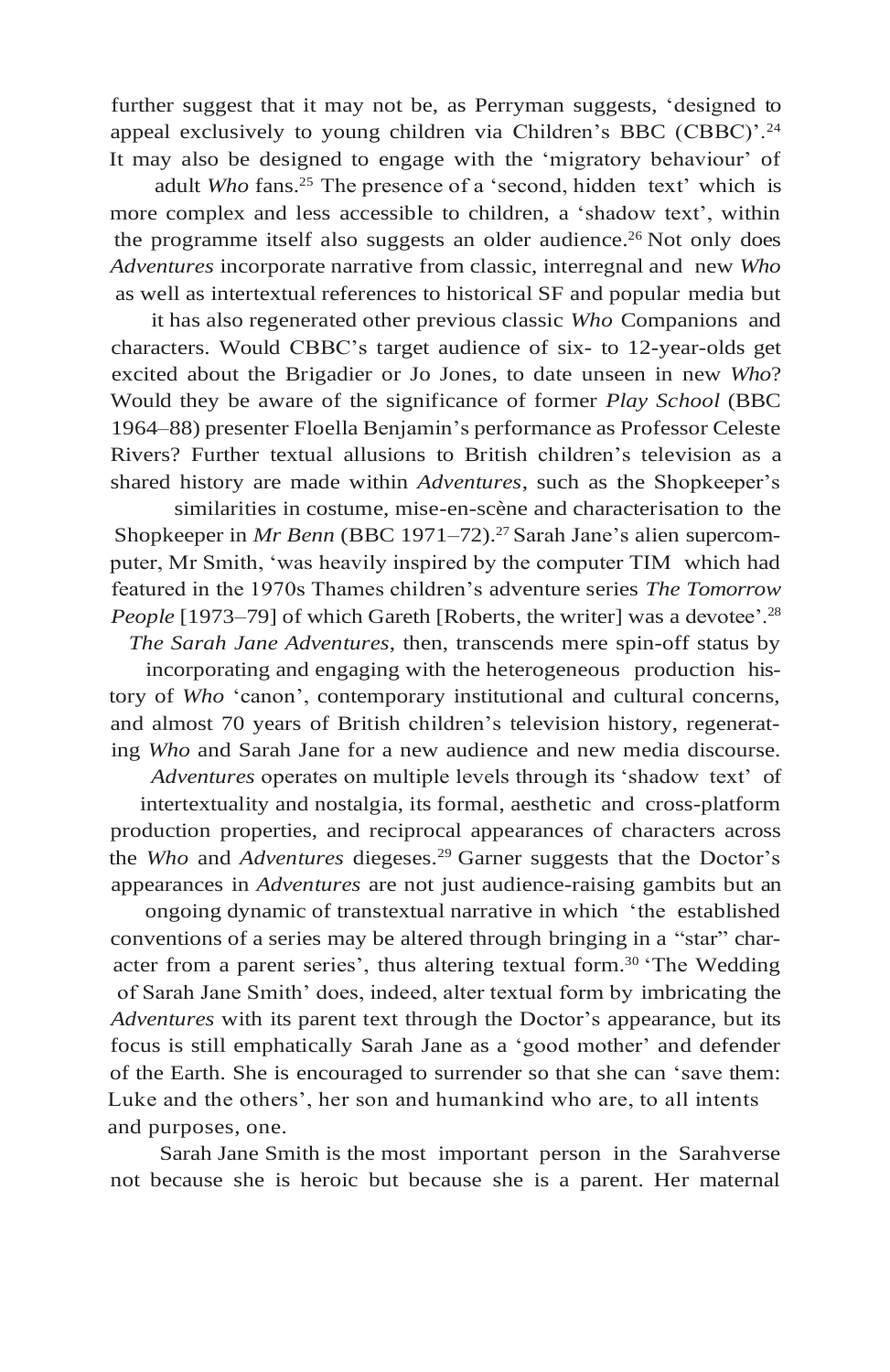further suggest that it may not be, as Perryman suggests, 'designed to appeal exclusively to young children via Children's BBC (CBBC)'.[24] It may also be designed to engage with the 'migratory behaviour' of adult *Who* fans.[25] The presence of a 'second, hidden text' which is more complex and less accessible to children, a 'shadow text', within the programme itself also suggests an older audience.[26] Not only does *Adventures* incorporate narrative from classic, interregnal and new *Who* as well as intertextual references to historical SF and popular media but it has also regenerated other previous classic *Who* Companions and characters. Would CBBC's target audience of six- to 12-year-olds get excited about the Brigadier or Jo Jones, to date unseen in new *Who*? Would they be aware of the significance of former *Play School* (BBC 1964–88) presenter Floella Benjamin's performance as Professor Celeste Rivers? Further textual allusions to British children's television as a shared history are made within *Adventures*, such as the Shopkeeper's similarities in costume, mise-en-scène and characterisation to the Shopkeeper in *Mr Benn* (BBC 1971–72).[27] Sarah Jane's alien supercomputer, Mr Smith, 'was heavily inspired by the computer TIM which had featured in the 1970s Thames children's adventure series *The Tomorrow People* [1973–79] of which Gareth [Roberts, the writer] was a devotee'.[28]

*The Sarah Jane Adventures*, then, transcends mere spin-off status by incorporating and engaging with the heterogeneous production history of *Who* 'canon', contemporary institutional and cultural concerns, and almost 70 years of British children's television history, regenerating *Who* and Sarah Jane for a new audience and new media discourse. *Adventures* operates on multiple levels through its 'shadow text' of intertextuality and nostalgia, its formal, aesthetic and cross-platform production properties, and reciprocal appearances of characters across the *Who* and *Adventures* diegeses.[29] Garner suggests that the Doctor's appearances in *Adventures* are not just audience-raising gambits but an ongoing dynamic of transtextual narrative in which 'the established conventions of a series may be altered through bringing in a "star" character from a parent series', thus altering textual form.[30] 'The Wedding of Sarah Jane Smith' does, indeed, alter textual form by imbricating the *Adventures* with its parent text through the Doctor's appearance, but its focus is still emphatically Sarah Jane as a 'good mother' and defender of the Earth. She is encouraged to surrender so that she can 'save them: Luke and the others', her son and humankind who are, to all intents and purposes, one.

Sarah Jane Smith is the most important person in the Sarahverse not because she is heroic but because she is a parent. Her maternal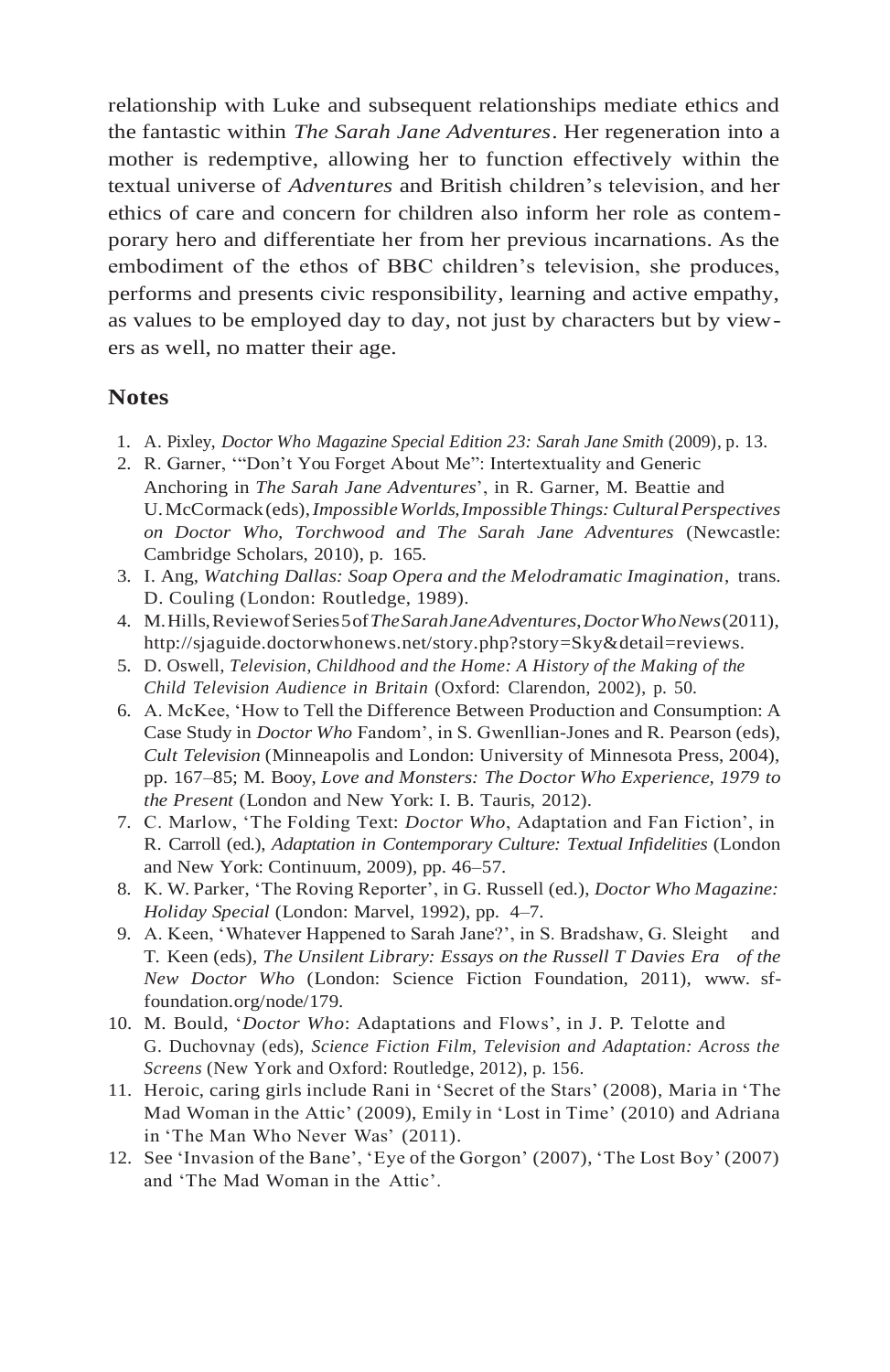relationship with Luke and subsequent relationships mediate ethics and the fantastic within *The Sarah Jane Adventures*. Her regeneration into a mother is redemptive, allowing her to function effectively within the textual universe of *Adventures* and British children's television, and her ethics of care and concern for children also inform her role as contemporary hero and differentiate her from her previous incarnations. As the embodiment of the ethos of BBC children's television, she produces, performs and presents civic responsibility, learning and active empathy, as values to be employed day to day, not just by characters but by viewers as well, no matter their age.

## Notes

1. A. Pixley, *Doctor Who Magazine Special Edition 23: Sarah Jane Smith* (2009), p. 13.
2. R. Garner, '"Don't You Forget About Me": Intertextuality and Generic Anchoring in *The Sarah Jane Adventures*', in R. Garner, M. Beattie and U. McCormack (eds), *Impossible Worlds, Impossible Things: Cultural Perspectives on Doctor Who, Torchwood and The Sarah Jane Adventures* (Newcastle: Cambridge Scholars, 2010), p. 165.
3. I. Ang, *Watching Dallas: Soap Opera and the Melodramatic Imagination*, trans. D. Couling (London: Routledge, 1989).
4. M. Hills, Review of Series 5 of *The Sarah Jane Adventures*, *Doctor Who News* (2011), http://sjaguide.doctorwhonews.net/story.php?story=Sky&detail=reviews.
5. D. Oswell, *Television, Childhood and the Home: A History of the Making of the Child Television Audience in Britain* (Oxford: Clarendon, 2002), p. 50.
6. A. McKee, 'How to Tell the Difference Between Production and Consumption: A Case Study in *Doctor Who* Fandom', in S. Gwenllian-Jones and R. Pearson (eds), *Cult Television* (Minneapolis and London: University of Minnesota Press, 2004), pp. 167–85; M. Booy, *Love and Monsters: The Doctor Who Experience, 1979 to the Present* (London and New York: I. B. Tauris, 2012).
7. C. Marlow, 'The Folding Text: *Doctor Who*, Adaptation and Fan Fiction', in R. Carroll (ed.), *Adaptation in Contemporary Culture: Textual Infidelities* (London and New York: Continuum, 2009), pp. 46–57.
8. K. W. Parker, 'The Roving Reporter', in G. Russell (ed.), *Doctor Who Magazine: Holiday Special* (London: Marvel, 1992), pp. 4–7.
9. A. Keen, 'Whatever Happened to Sarah Jane?', in S. Bradshaw, G. Sleight and T. Keen (eds), *The Unsilent Library: Essays on the Russell T Davies Era of the New Doctor Who* (London: Science Fiction Foundation, 2011), www. sf-foundation.org/node/179.
10. M. Bould, '*Doctor Who*: Adaptations and Flows', in J. P. Telotte and G. Duchovnay (eds), *Science Fiction Film, Television and Adaptation: Across the Screens* (New York and Oxford: Routledge, 2012), p. 156.
11. Heroic, caring girls include Rani in 'Secret of the Stars' (2008), Maria in 'The Mad Woman in the Attic' (2009), Emily in 'Lost in Time' (2010) and Adriana in 'The Man Who Never Was' (2011).
12. See 'Invasion of the Bane', 'Eye of the Gorgon' (2007), 'The Lost Boy' (2007) and 'The Mad Woman in the Attic'.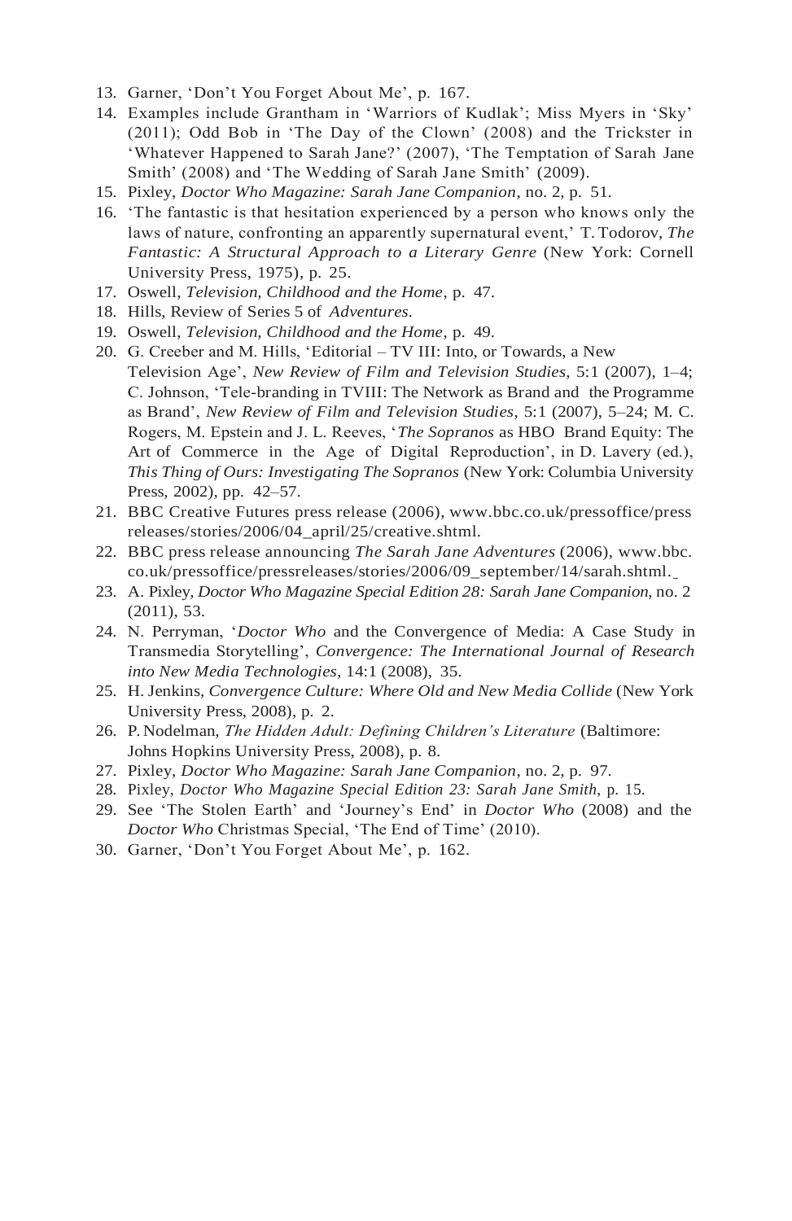13. Garner, 'Don't You Forget About Me', p. 167.
14. Examples include Grantham in 'Warriors of Kudlak'; Miss Myers in 'Sky' (2011); Odd Bob in 'The Day of the Clown' (2008) and the Trickster in 'Whatever Happened to Sarah Jane?' (2007), 'The Temptation of Sarah Jane Smith' (2008) and 'The Wedding of Sarah Jane Smith' (2009).
15. Pixley, *Doctor Who Magazine: Sarah Jane Companion*, no. 2, p. 51.
16. 'The fantastic is that hesitation experienced by a person who knows only the laws of nature, confronting an apparently supernatural event,' T. Todorov, *The Fantastic: A Structural Approach to a Literary Genre* (New York: Cornell University Press, 1975), p. 25.
17. Oswell, *Television, Childhood and the Home*, p. 47.
18. Hills, Review of Series 5 of *Adventures.*
19. Oswell, *Television, Childhood and the Home*, p. 49.
20. G. Creeber and M. Hills, 'Editorial – TV III: Into, or Towards, a New Television Age', *New Review of Film and Television Studies*, 5:1 (2007), 1–4; C. Johnson, 'Tele-branding in TVIII: The Network as Brand and the Programme as Brand', *New Review of Film and Television Studies*, 5:1 (2007), 5–24; M. C. Rogers, M. Epstein and J. L. Reeves, '*The Sopranos* as HBO Brand Equity: The Art of Commerce in the Age of Digital Reproduction', in D. Lavery (ed.), *This Thing of Ours: Investigating The Sopranos* (New York: Columbia University Press, 2002), pp. 42–57.
21. BBC Creative Futures press release (2006), www.bbc.co.uk/pressoffice/pressreleases/stories/2006/04_april/25/creative.shtml.
22. BBC press release announcing *The Sarah Jane Adventures* (2006), www.bbc.co.uk/pressoffice/pressreleases/stories/2006/09_september/14/sarah.shtml.
23. A. Pixley, *Doctor Who Magazine Special Edition 28: Sarah Jane Companion*, no. 2 (2011), 53.
24. N. Perryman, '*Doctor Who* and the Convergence of Media: A Case Study in Transmedia Storytelling', *Convergence: The International Journal of Research into New Media Technologies*, 14:1 (2008), 35.
25. H. Jenkins, *Convergence Culture: Where Old and New Media Collide* (New York University Press, 2008), p. 2.
26. P. Nodelman, *The Hidden Adult: Defining Children's Literature* (Baltimore: Johns Hopkins University Press, 2008), p. 8.
27. Pixley, *Doctor Who Magazine: Sarah Jane Companion*, no. 2, p. 97.
28. Pixley, *Doctor Who Magazine Special Edition 23: Sarah Jane Smith*, p. 15.
29. See 'The Stolen Earth' and 'Journey's End' in *Doctor Who* (2008) and the *Doctor Who* Christmas Special, 'The End of Time' (2010).
30. Garner, 'Don't You Forget About Me', p. 162.